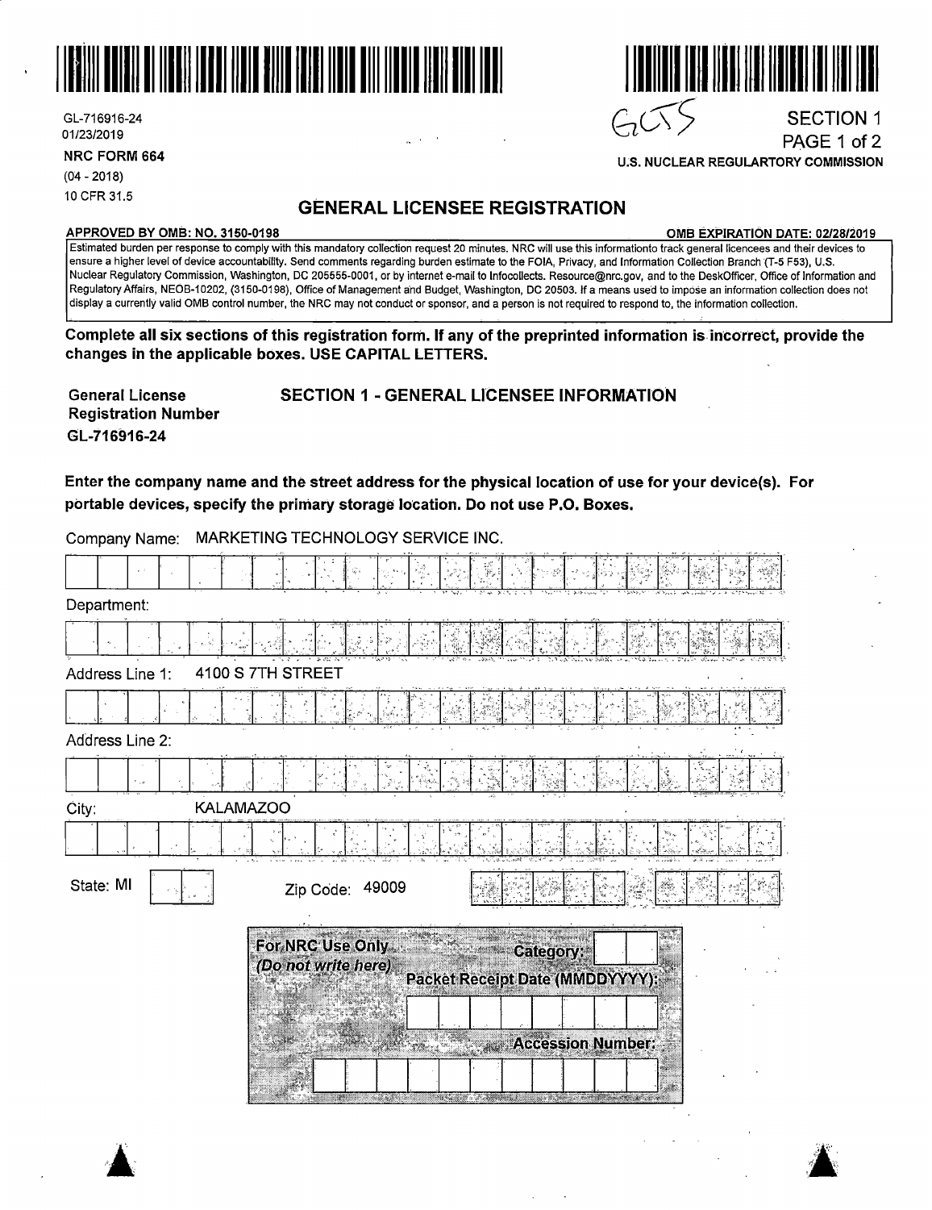GL-716916-24
01/23/2019

**NRC FORM 664**
(04 - 2018)
10 CFR 31.5

GCTS

SECTION 1
PAGE 1 of 2

**U.S. NUCLEAR REGULARTORY COMMISSION**

# GENERAL LICENSEE REGISTRATION

**APPROVED BY OMB: NO. 3150-0198** **OMB EXPIRATION DATE: 02/28/2019**

Estimated burden per response to comply with this mandatory collection request 20 minutes. NRC will use this informationto track general licencees and their devices to ensure a higher level of device accountability. Send comments regarding burden estimate to the FOIA, Privacy, and Information Collection Branch (T-5 F53), U.S. Nuclear Regulatory Commission, Washington, DC 205555-0001, or by internet e-mail to Infocollects. Resource@nrc.gov, and to the DeskOfficer, Office of Information and Regulatory Affairs, NEOB-10202, (3150-0198), Office of Management and Budget, Washington, DC 20503. If a means used to impose an information collection does not display a currently valid OMB control number, the NRC may not conduct or sponsor, and a person is not required to respond to, the information collection.

**Complete all six sections of this registration form. If any of the preprinted information is incorrect, provide the changes in the applicable boxes. USE CAPITAL LETTERS.**

**General License Registration Number**
**GL-716916-24**

## SECTION 1 - GENERAL LICENSEE INFORMATION

**Enter the company name and the street address for the physical location of use for your device(s). For portable devices, specify the primary storage location. Do not use P.O. Boxes.**

Company Name: MARKETING TECHNOLOGY SERVICE INC.

Department:

Address Line 1: 4100 S 7TH STREET

Address Line 2:

City: KALAMAZOO

State: MI

Zip Code: 49009

**For NRC Use Only**
*(Do not write here)*

**Category:**

**Packet Receipt Date (MMDDYYYY):**

**Accession Number:**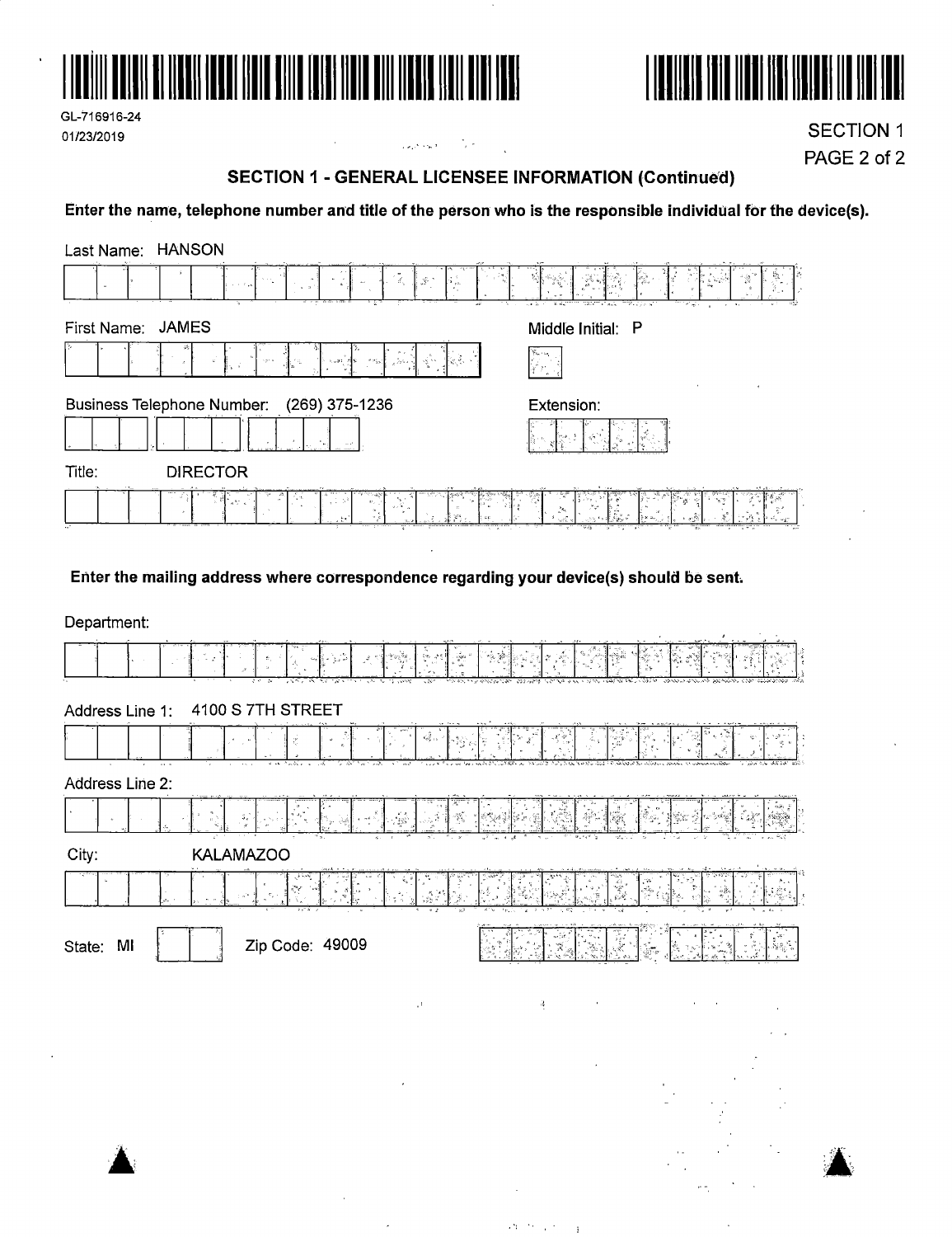GL-716916-24
01/23/2019

SECTION 1
PAGE 2 of 2

## SECTION 1 - GENERAL LICENSEE INFORMATION (Continued)

**Enter the name, telephone number and title of the person who is the responsible individual for the device(s).**

Last Name: HANSON

First Name: JAMES

Middle Initial: P

Business Telephone Number: (269) 375-1236

Extension:

Title: DIRECTOR

**Enter the mailing address where correspondence regarding your device(s) should be sent.**

Department:

Address Line 1: 4100 S 7TH STREET

Address Line 2:

City: KALAMAZOO

State: MI

Zip Code: 49009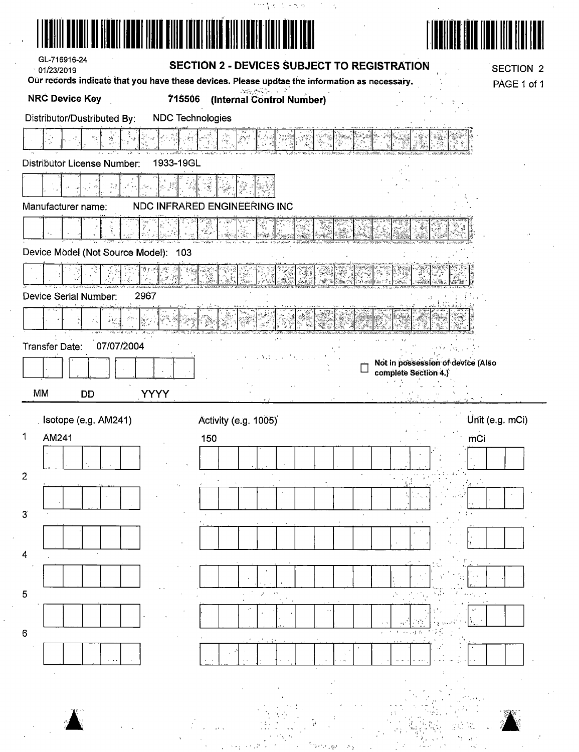GL-716916-24
01/23/2019

## SECTION 2 - DEVICES SUBJECT TO REGISTRATION

SECTION 2

**Our records indicate that you have these devices. Please updtae the information as necessary.**

**NRC Device Key** **715506 (Internal Control Number)**

Distributor/Dustributed By: NDC Technologies

Distributor License Number: 1933-19GL

Manufacturer name: NDC INFRARED ENGINEERING INC

Device Model (Not Source Model): 103

Device Serial Number: 2967

Transfer Date: 07/07/2004

MM DD YYYY

☐ **Not in possession of device (Also complete Section 4.)**

| | Isotope (e.g. AM241) | Activity (e.g. 1005) | Unit (e.g. mCi) |
|---|---|---|---|
| 1 | AM241 | 150 | mCi |
| 2 | | | |
| 3 | | | |
| 4 | | | |
| 5 | | | |
| 6 | | | |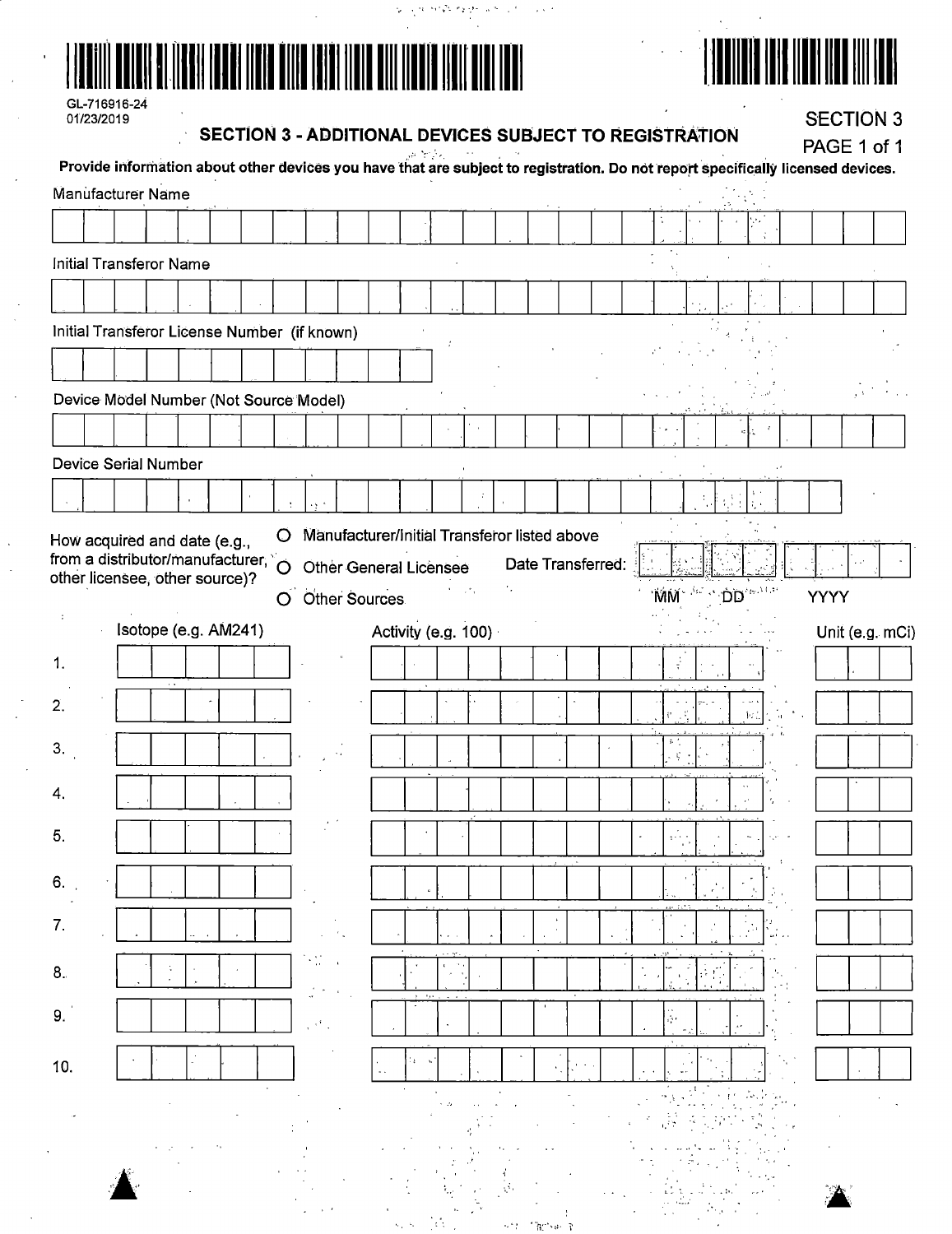GL-716916-24
01/23/2019

## SECTION 3 - ADDITIONAL DEVICES SUBJECT TO REGISTRATION

SECTION 3
PAGE 1 of 1

**Provide information about other devices you have that are subject to registration. Do not report specifically licensed devices.**

Manufacturer Name

Initial Transferor Name

Initial Transferor License Number (if known)

Device Model Number (Not Source Model)

Device Serial Number

How acquired and date (e.g., from a distributor/manufacturer, other licensee, other source)?

- O Manufacturer/Initial Transferor listed above
- O Other General Licensee
- O Other Sources

Date Transferred: MM DD YYYY

| | Isotope (e.g. AM241) | Activity (e.g. 100) | Unit (e.g. mCi) |
|---|---|---|---|
| 1. | | | |
| 2. | | | |
| 3. | | | |
| 4. | | | |
| 5. | | | |
| 6. | | | |
| 7. | | | |
| 8. | | | |
| 9. | | | |
| 10. | | | |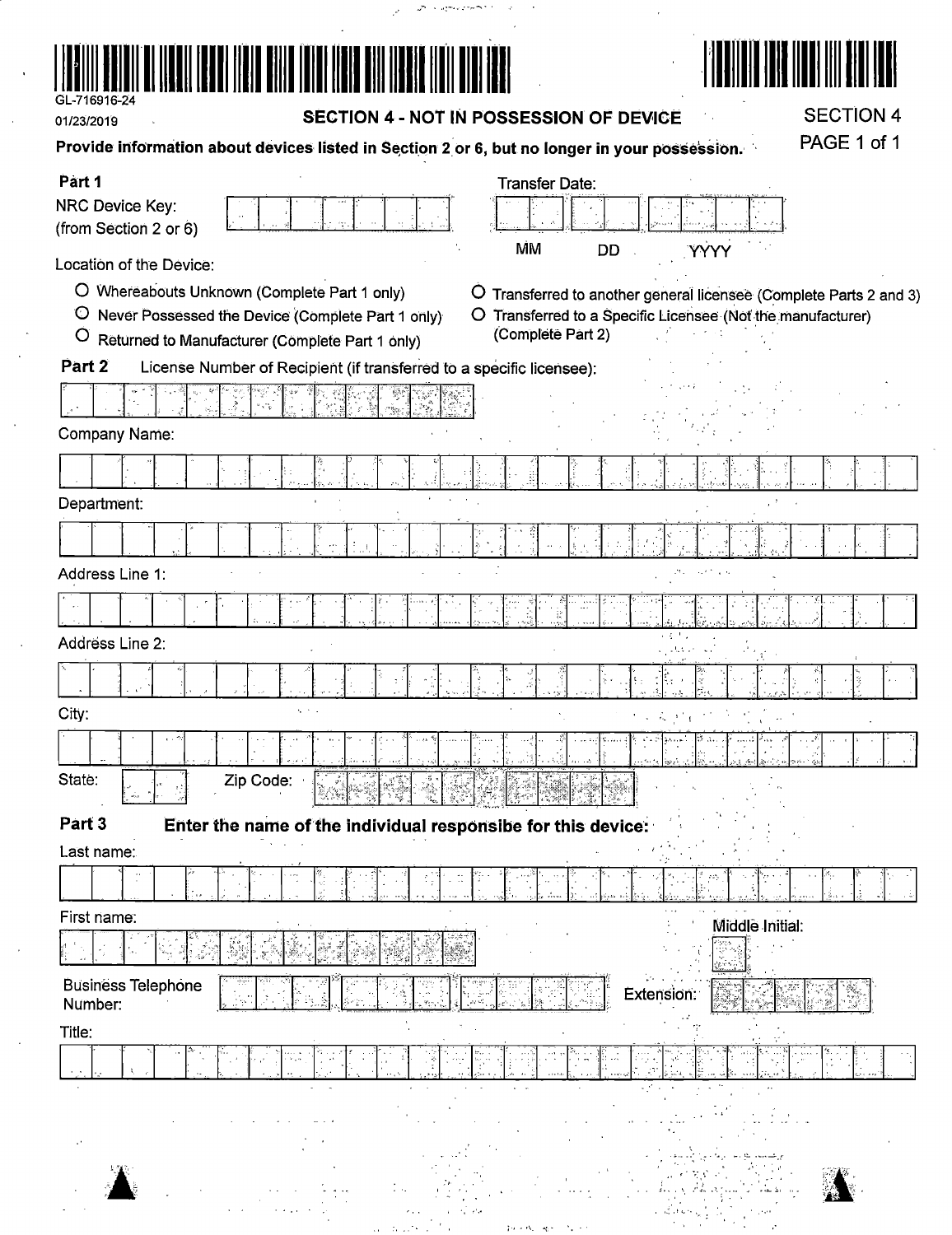GL-716916-24

01/23/2019

## SECTION 4 - NOT IN POSSESSION OF DEVICE

SECTION 4
PAGE 1 of 1

**Provide information about devices listed in Section 2 or 6, but no longer in your possession.**

**Part 1**

NRC Device Key:
(from Section 2 or 6)

Transfer Date:

MM DD YYYY

Location of the Device:

- O Whereabouts Unknown (Complete Part 1 only)
- O Never Possessed the Device (Complete Part 1 only)
- O Returned to Manufacturer (Complete Part 1 only)
- O Transferred to another general licensee (Complete Parts 2 and 3)
- O Transferred to a Specific Licensee (Not the manufacturer) (Complete Part 2)

**Part 2** License Number of Recipient (if transferred to a specific licensee):

Company Name:

Department:

Address Line 1:

Address Line 2:

City:

State: Zip Code:

**Part 3** **Enter the name of the individual responsibe for this device:**

Last name:

First name:

Middle Initial:

Business Telephone Number:

Extension:

Title: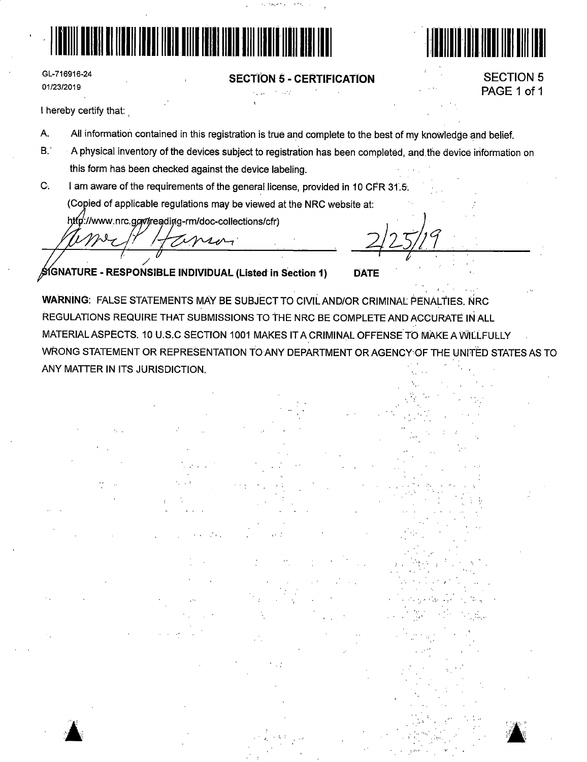GL-716916-24
01/23/2019

## SECTION 5 - CERTIFICATION

SECTION 5
PAGE 1 of 1

I hereby certify that:

A. All information contained in this registration is true and complete to the best of my knowledge and belief.

B. A physical inventory of the devices subject to registration has been completed, and the device information on this form has been checked against the device labeling.

C. I am aware of the requirements of the general license, provided in 10 CFR 31.5.
(Copied of applicable regulations may be viewed at the NRC website at:
http://www.nrc.gov/reading-rm/doc-collections/cfr)

[Signature] 2/25/19

**SIGNATURE - RESPONSIBLE INDIVIDUAL (Listed in Section 1)** **DATE**

**WARNING**: FALSE STATEMENTS MAY BE SUBJECT TO CIVIL AND/OR CRIMINAL PENALTIES. NRC REGULATIONS REQUIRE THAT SUBMISSIONS TO THE NRC BE COMPLETE AND ACCURATE IN ALL MATERIAL ASPECTS. 10 U.S.C SECTION 1001 MAKES IT A CRIMINAL OFFENSE TO MAKE A WILLFULLY WRONG STATEMENT OR REPRESENTATION TO ANY DEPARTMENT OR AGENCY OF THE UNITED STATES AS TO ANY MATTER IN ITS JURISDICTION.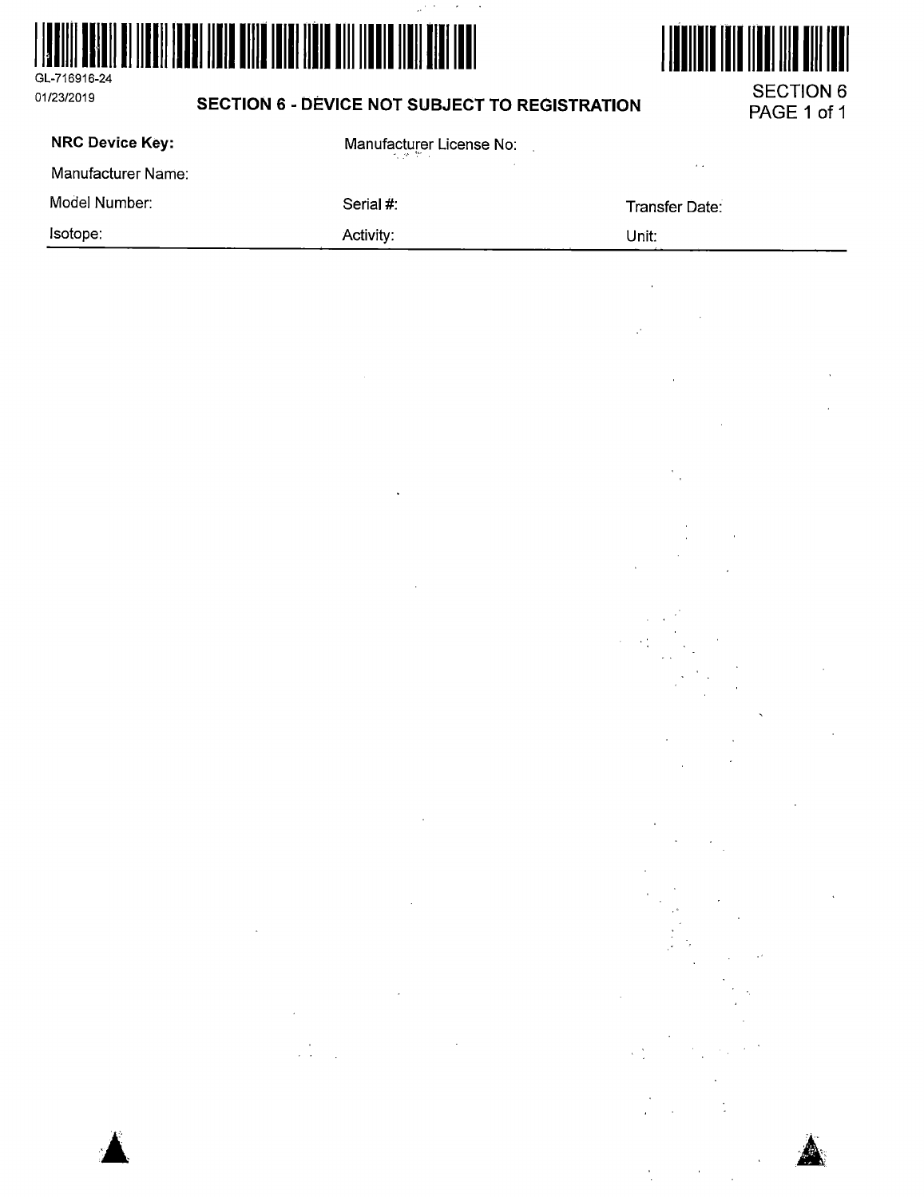GL-716916-24

01/23/2019

## SECTION 6 - DEVICE NOT SUBJECT TO REGISTRATION

SECTION 6
PAGE 1 of 1

| | | |
|---|---|---|
| **NRC Device Key:** | Manufacturer License No: | |
| Manufacturer Name: | | |
| Model Number: | Serial #: | Transfer Date: |
| Isotope: | Activity: | Unit: |